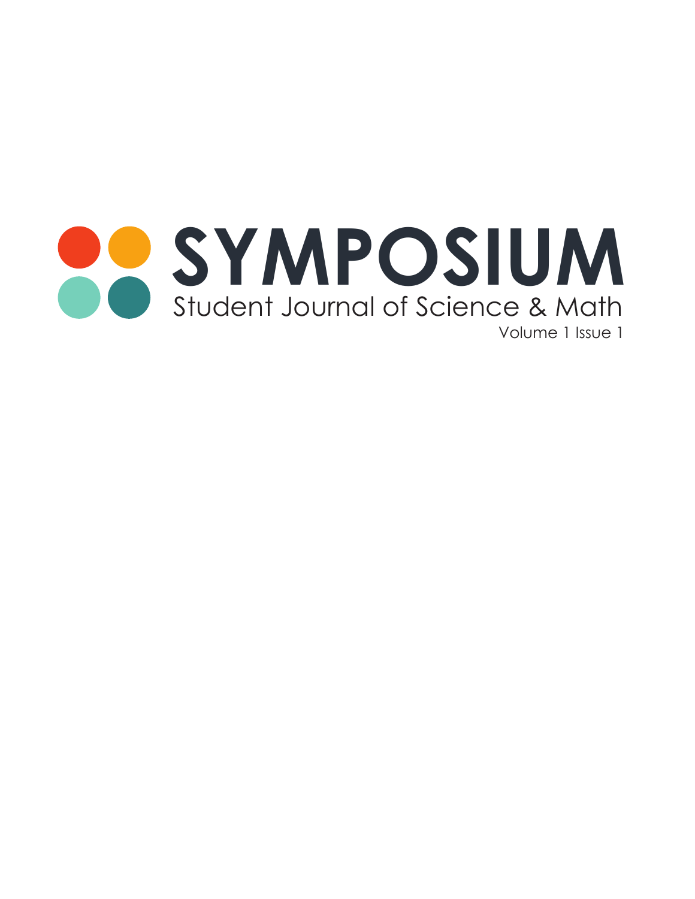# SYMPOSIUM

Student Journal of Science & Math

Volume 1 Issue 1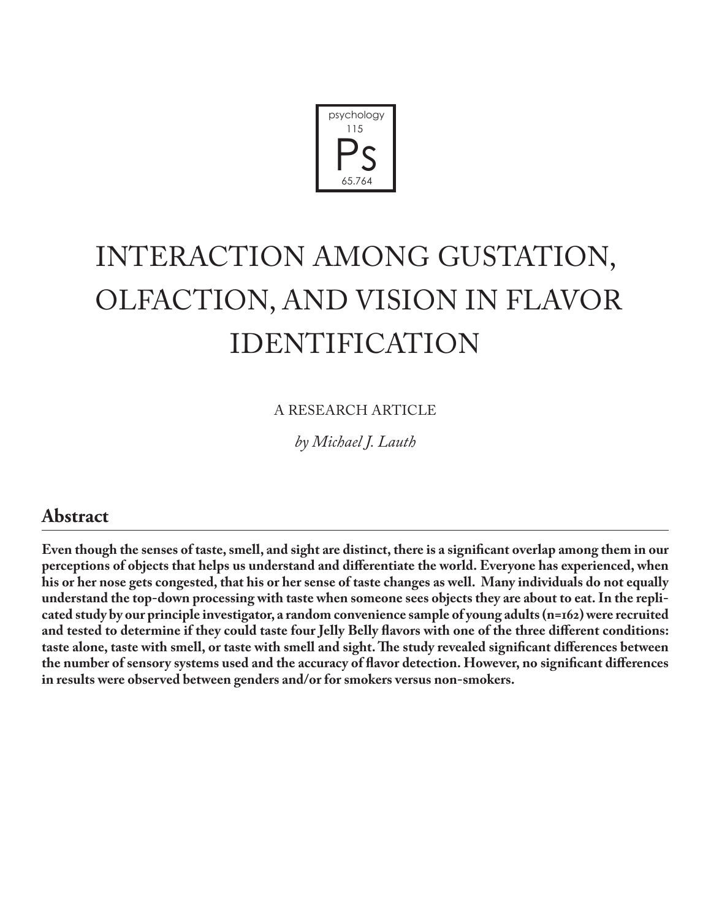psychology
115
Ps
65.764

# INTERACTION AMONG GUSTATION, OLFACTION, AND VISION IN FLAVOR IDENTIFICATION

A RESEARCH ARTICLE

*by Michael J. Lauth*

## Abstract

**Even though the senses of taste, smell, and sight are distinct, there is a significant overlap among them in our perceptions of objects that helps us understand and differentiate the world. Everyone has experienced, when his or her nose gets congested, that his or her sense of taste changes as well. Many individuals do not equally understand the top-down processing with taste when someone sees objects they are about to eat. In the replicated study by our principle investigator, a random convenience sample of young adults (n=162) were recruited and tested to determine if they could taste four Jelly Belly flavors with one of the three different conditions: taste alone, taste with smell, or taste with smell and sight. The study revealed significant differences between the number of sensory systems used and the accuracy of flavor detection. However, no significant differences in results were observed between genders and/or for smokers versus non-smokers.**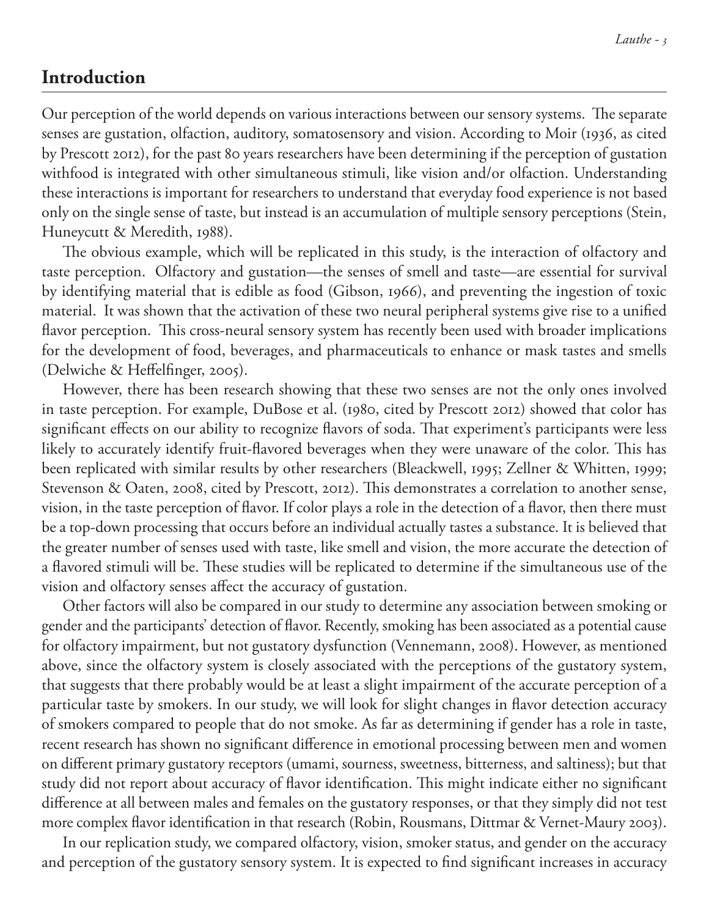## Introduction

Our perception of the world depends on various interactions between our sensory systems. The separate senses are gustation, olfaction, auditory, somatosensory and vision. According to Moir (1936, as cited by Prescott 2012), for the past 80 years researchers have been determining if the perception of gustation withfood is integrated with other simultaneous stimuli, like vision and/or olfaction. Understanding these interactions is important for researchers to understand that everyday food experience is not based only on the single sense of taste, but instead is an accumulation of multiple sensory perceptions (Stein, Huneycutt & Meredith, 1988).

The obvious example, which will be replicated in this study, is the interaction of olfactory and taste perception. Olfactory and gustation—the senses of smell and taste—are essential for survival by identifying material that is edible as food (Gibson, 1966), and preventing the ingestion of toxic material. It was shown that the activation of these two neural peripheral systems give rise to a unified flavor perception. This cross-neural sensory system has recently been used with broader implications for the development of food, beverages, and pharmaceuticals to enhance or mask tastes and smells (Delwiche & Heffelfinger, 2005).

However, there has been research showing that these two senses are not the only ones involved in taste perception. For example, DuBose et al. (1980, cited by Prescott 2012) showed that color has significant effects on our ability to recognize flavors of soda. That experiment's participants were less likely to accurately identify fruit-flavored beverages when they were unaware of the color. This has been replicated with similar results by other researchers (Bleackwell, 1995; Zellner & Whitten, 1999; Stevenson & Oaten, 2008, cited by Prescott, 2012). This demonstrates a correlation to another sense, vision, in the taste perception of flavor. If color plays a role in the detection of a flavor, then there must be a top-down processing that occurs before an individual actually tastes a substance. It is believed that the greater number of senses used with taste, like smell and vision, the more accurate the detection of a flavored stimuli will be. These studies will be replicated to determine if the simultaneous use of the vision and olfactory senses affect the accuracy of gustation.

Other factors will also be compared in our study to determine any association between smoking or gender and the participants' detection of flavor. Recently, smoking has been associated as a potential cause for olfactory impairment, but not gustatory dysfunction (Vennemann, 2008). However, as mentioned above, since the olfactory system is closely associated with the perceptions of the gustatory system, that suggests that there probably would be at least a slight impairment of the accurate perception of a particular taste by smokers. In our study, we will look for slight changes in flavor detection accuracy of smokers compared to people that do not smoke. As far as determining if gender has a role in taste, recent research has shown no significant difference in emotional processing between men and women on different primary gustatory receptors (umami, sourness, sweetness, bitterness, and saltiness); but that study did not report about accuracy of flavor identification. This might indicate either no significant difference at all between males and females on the gustatory responses, or that they simply did not test more complex flavor identification in that research (Robin, Rousmans, Dittmar & Vernet-Maury 2003).

In our replication study, we compared olfactory, vision, smoker status, and gender on the accuracy and perception of the gustatory sensory system. It is expected to find significant increases in accuracy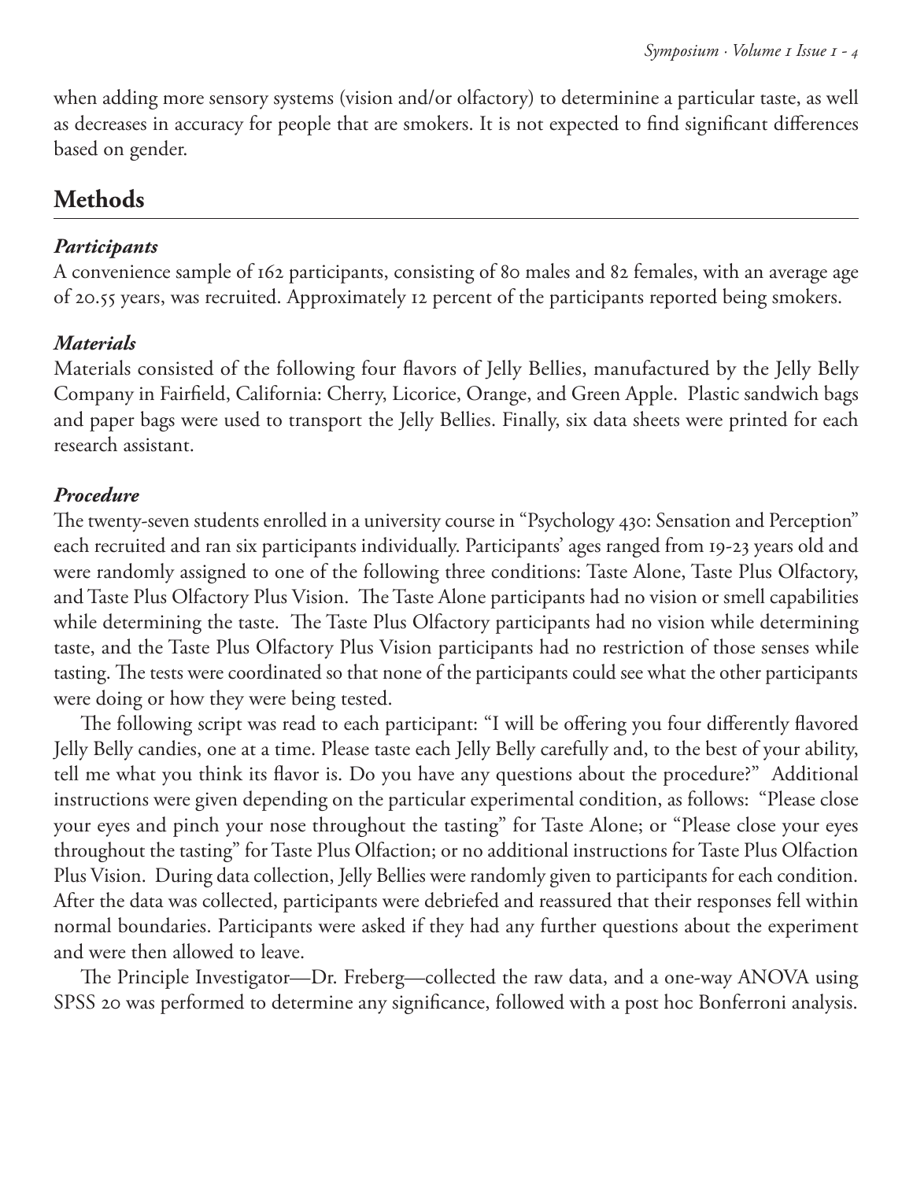when adding more sensory systems (vision and/or olfactory) to determinine a particular taste, as well as decreases in accuracy for people that are smokers. It is not expected to find significant differences based on gender.

## Methods

### *Participants*

A convenience sample of 162 participants, consisting of 80 males and 82 females, with an average age of 20.55 years, was recruited. Approximately 12 percent of the participants reported being smokers.

### *Materials*

Materials consisted of the following four flavors of Jelly Bellies, manufactured by the Jelly Belly Company in Fairfield, California: Cherry, Licorice, Orange, and Green Apple. Plastic sandwich bags and paper bags were used to transport the Jelly Bellies. Finally, six data sheets were printed for each research assistant.

### *Procedure*

The twenty-seven students enrolled in a university course in "Psychology 430: Sensation and Perception" each recruited and ran six participants individually. Participants' ages ranged from 19-23 years old and were randomly assigned to one of the following three conditions: Taste Alone, Taste Plus Olfactory, and Taste Plus Olfactory Plus Vision. The Taste Alone participants had no vision or smell capabilities while determining the taste. The Taste Plus Olfactory participants had no vision while determining taste, and the Taste Plus Olfactory Plus Vision participants had no restriction of those senses while tasting. The tests were coordinated so that none of the participants could see what the other participants were doing or how they were being tested.

The following script was read to each participant: "I will be offering you four differently flavored Jelly Belly candies, one at a time. Please taste each Jelly Belly carefully and, to the best of your ability, tell me what you think its flavor is. Do you have any questions about the procedure?" Additional instructions were given depending on the particular experimental condition, as follows: "Please close your eyes and pinch your nose throughout the tasting" for Taste Alone; or "Please close your eyes throughout the tasting" for Taste Plus Olfaction; or no additional instructions for Taste Plus Olfaction Plus Vision. During data collection, Jelly Bellies were randomly given to participants for each condition. After the data was collected, participants were debriefed and reassured that their responses fell within normal boundaries. Participants were asked if they had any further questions about the experiment and were then allowed to leave.

The Principle Investigator—Dr. Freberg—collected the raw data, and a one-way ANOVA using SPSS 20 was performed to determine any significance, followed with a post hoc Bonferroni analysis.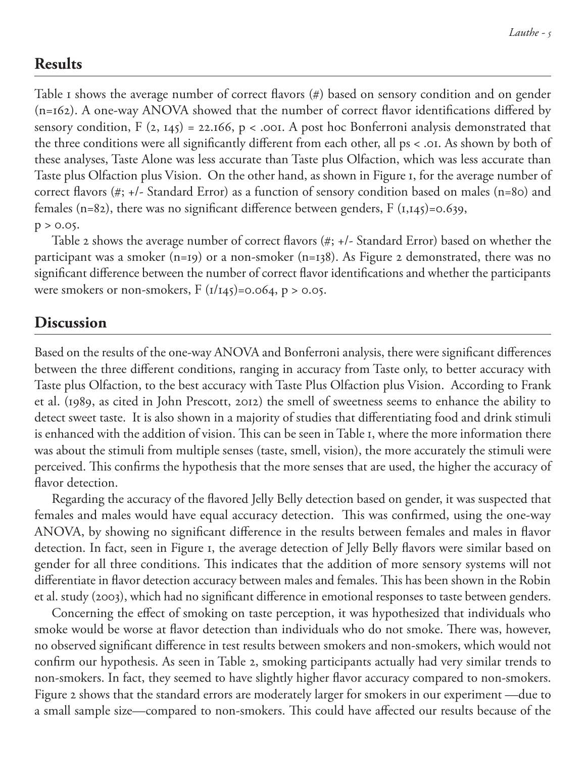## Results

Table 1 shows the average number of correct flavors (#) based on sensory condition and on gender (n=162). A one-way ANOVA showed that the number of correct flavor identifications differed by sensory condition, $F(2, 145) = 22.166$, $p < .001$. A post hoc Bonferroni analysis demonstrated that the three conditions were all significantly different from each other, all $ps < .01$. As shown by both of these analyses, Taste Alone was less accurate than Taste plus Olfaction, which was less accurate than Taste plus Olfaction plus Vision. On the other hand, as shown in Figure 1, for the average number of correct flavors (#; +/- Standard Error) as a function of sensory condition based on males (n=80) and females (n=82), there was no significant difference between genders, $F(1,145)=0.639$, $p > 0.05$.

Table 2 shows the average number of correct flavors (#; +/- Standard Error) based on whether the participant was a smoker (n=19) or a non-smoker (n=138). As Figure 2 demonstrated, there was no significant difference between the number of correct flavor identifications and whether the participants were smokers or non-smokers, $F(1/145)=0.064$, $p > 0.05$.

## Discussion

Based on the results of the one-way ANOVA and Bonferroni analysis, there were significant differences between the three different conditions, ranging in accuracy from Taste only, to better accuracy with Taste plus Olfaction, to the best accuracy with Taste Plus Olfaction plus Vision. According to Frank et al. (1989, as cited in John Prescott, 2012) the smell of sweetness seems to enhance the ability to detect sweet taste. It is also shown in a majority of studies that differentiating food and drink stimuli is enhanced with the addition of vision. This can be seen in Table 1, where the more information there was about the stimuli from multiple senses (taste, smell, vision), the more accurately the stimuli were perceived. This confirms the hypothesis that the more senses that are used, the higher the accuracy of flavor detection.

Regarding the accuracy of the flavored Jelly Belly detection based on gender, it was suspected that females and males would have equal accuracy detection. This was confirmed, using the one-way ANOVA, by showing no significant difference in the results between females and males in flavor detection. In fact, seen in Figure 1, the average detection of Jelly Belly flavors were similar based on gender for all three conditions. This indicates that the addition of more sensory systems will not differentiate in flavor detection accuracy between males and females. This has been shown in the Robin et al. study (2003), which had no significant difference in emotional responses to taste between genders.

Concerning the effect of smoking on taste perception, it was hypothesized that individuals who smoke would be worse at flavor detection than individuals who do not smoke. There was, however, no observed significant difference in test results between smokers and non-smokers, which would not confirm our hypothesis. As seen in Table 2, smoking participants actually had very similar trends to non-smokers. In fact, they seemed to have slightly higher flavor accuracy compared to non-smokers. Figure 2 shows that the standard errors are moderately larger for smokers in our experiment —due to a small sample size—compared to non-smokers. This could have affected our results because of the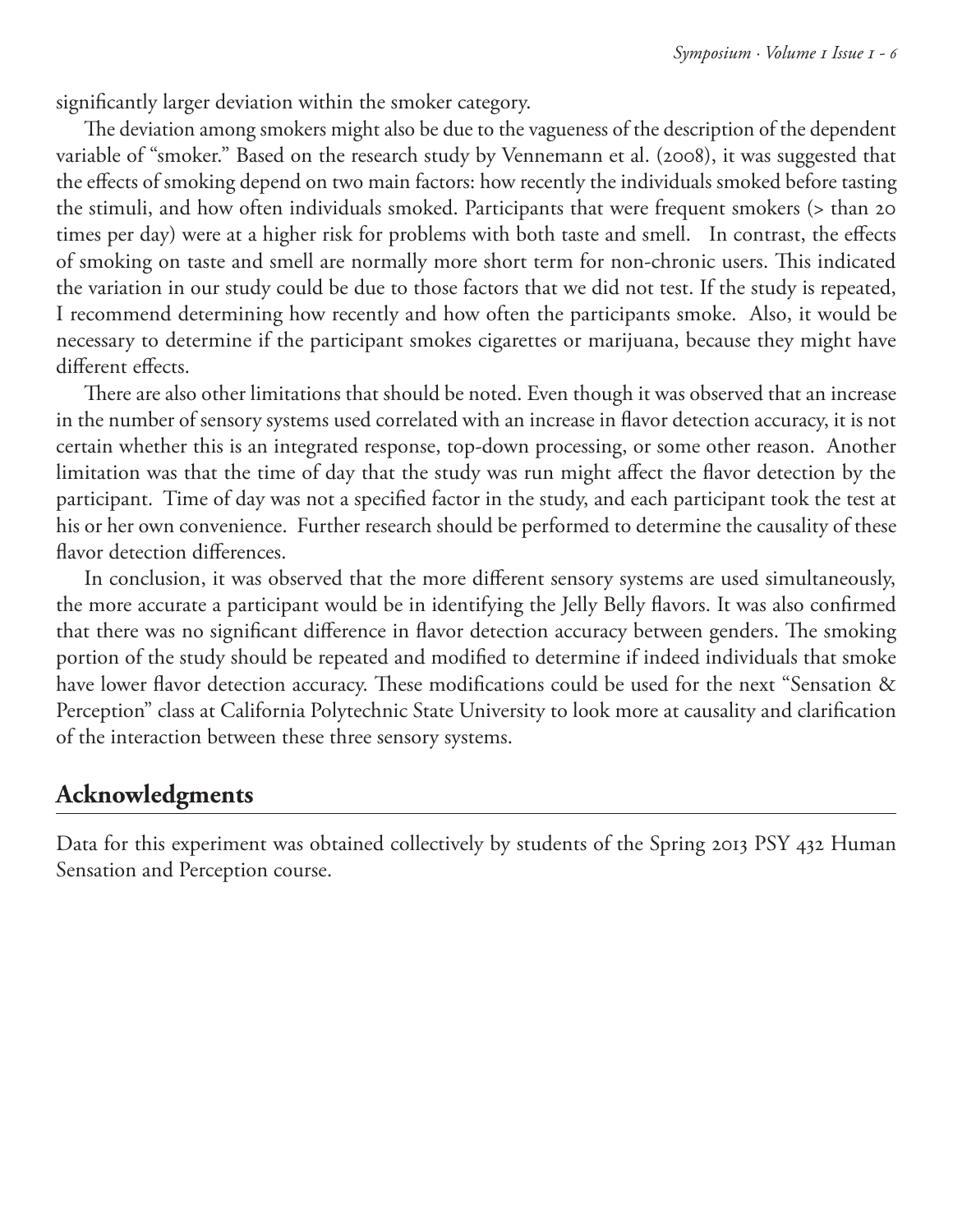significantly larger deviation within the smoker category.

The deviation among smokers might also be due to the vagueness of the description of the dependent variable of "smoker." Based on the research study by Vennemann et al. (2008), it was suggested that the effects of smoking depend on two main factors: how recently the individuals smoked before tasting the stimuli, and how often individuals smoked. Participants that were frequent smokers (> than 20 times per day) were at a higher risk for problems with both taste and smell. In contrast, the effects of smoking on taste and smell are normally more short term for non-chronic users. This indicated the variation in our study could be due to those factors that we did not test. If the study is repeated, I recommend determining how recently and how often the participants smoke. Also, it would be necessary to determine if the participant smokes cigarettes or marijuana, because they might have different effects.

There are also other limitations that should be noted. Even though it was observed that an increase in the number of sensory systems used correlated with an increase in flavor detection accuracy, it is not certain whether this is an integrated response, top-down processing, or some other reason. Another limitation was that the time of day that the study was run might affect the flavor detection by the participant. Time of day was not a specified factor in the study, and each participant took the test at his or her own convenience. Further research should be performed to determine the causality of these flavor detection differences.

In conclusion, it was observed that the more different sensory systems are used simultaneously, the more accurate a participant would be in identifying the Jelly Belly flavors. It was also confirmed that there was no significant difference in flavor detection accuracy between genders. The smoking portion of the study should be repeated and modified to determine if indeed individuals that smoke have lower flavor detection accuracy. These modifications could be used for the next "Sensation & Perception" class at California Polytechnic State University to look more at causality and clarification of the interaction between these three sensory systems.

## Acknowledgments

Data for this experiment was obtained collectively by students of the Spring 2013 PSY 432 Human Sensation and Perception course.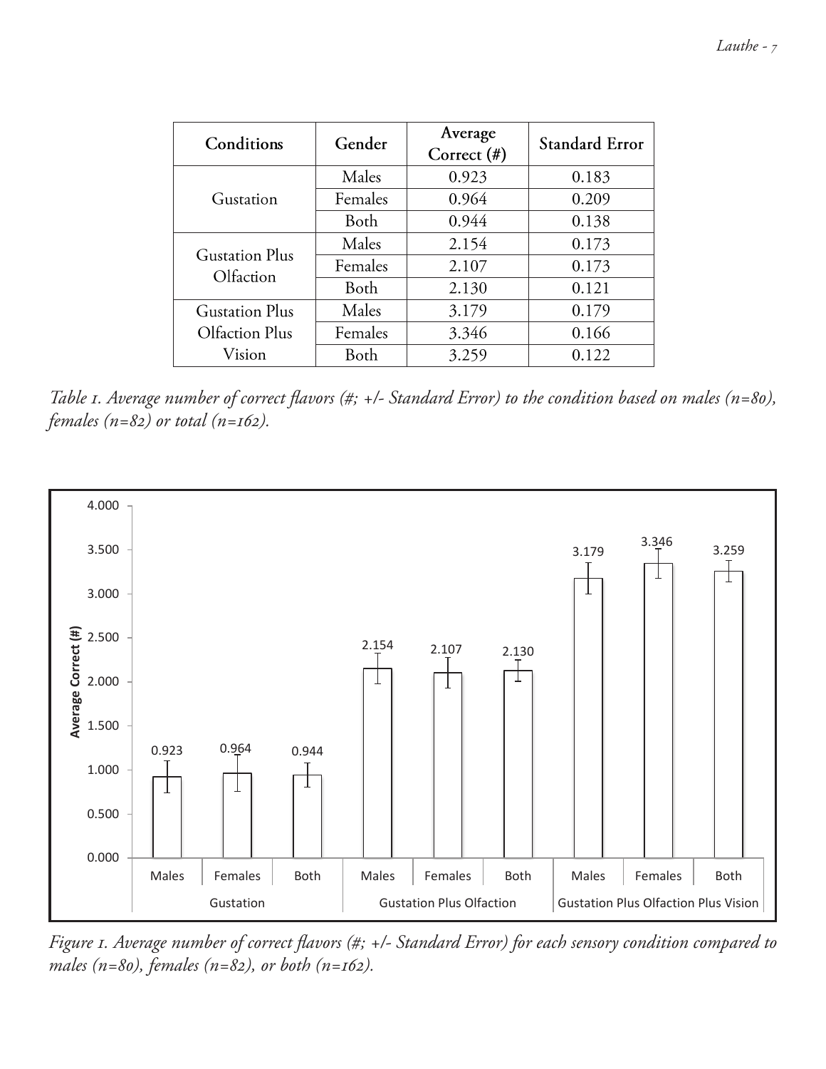| Conditions | Gender | Average Correct (#) | Standard Error |
|---|---|---|---|
| Gustation | Males | 0.923 | 0.183 |
| | Females | 0.964 | 0.209 |
| | Both | 0.944 | 0.138 |
| Gustation Plus Olfaction | Males | 2.154 | 0.173 |
| | Females | 2.107 | 0.173 |
| | Both | 2.130 | 0.121 |
| Gustation Plus Olfaction Plus Vision | Males | 3.179 | 0.179 |
| | Females | 3.346 | 0.166 |
| | Both | 3.259 | 0.122 |

*Table 1. Average number of correct flavors (#; +/- Standard Error) to the condition based on males (n=80), females (n=82) or total (n=162).*

*Figure 1. Average number of correct flavors (#; +/- Standard Error) for each sensory condition compared to males (n=80), females (n=82), or both (n=162).*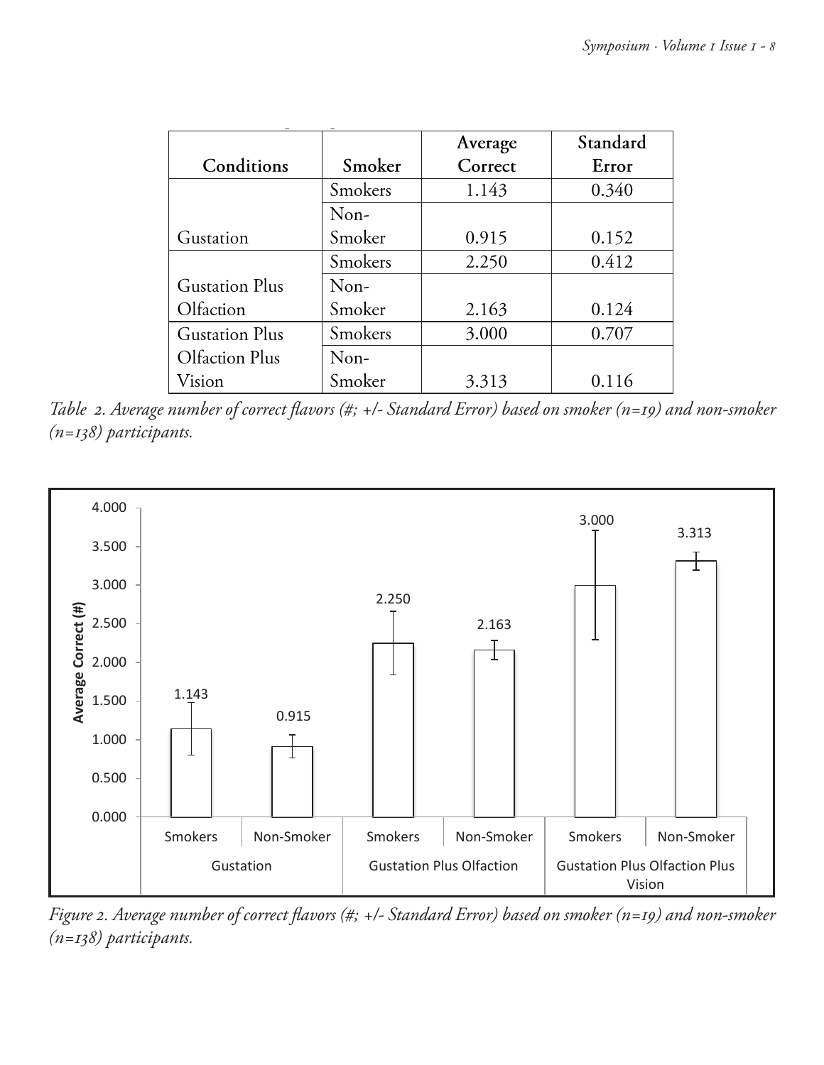| Conditions | Smoker | Average Correct | Standard Error |
|---|---|---|---|
| Gustation | Smokers | 1.143 | 0.340 |
| | Non-Smoker | 0.915 | 0.152 |
| Gustation Plus Olfaction | Smokers | 2.250 | 0.412 |
| | Non-Smoker | 2.163 | 0.124 |
| Gustation Plus Olfaction Plus Vision | Smokers | 3.000 | 0.707 |
| | Non-Smoker | 3.313 | 0.116 |

*Table 2. Average number of correct flavors (#; +/- Standard Error) based on smoker (n=19) and non-smoker (n=138) participants.*

*Figure 2. Average number of correct flavors (#; +/- Standard Error) based on smoker (n=19) and non-smoker (n=138) participants.*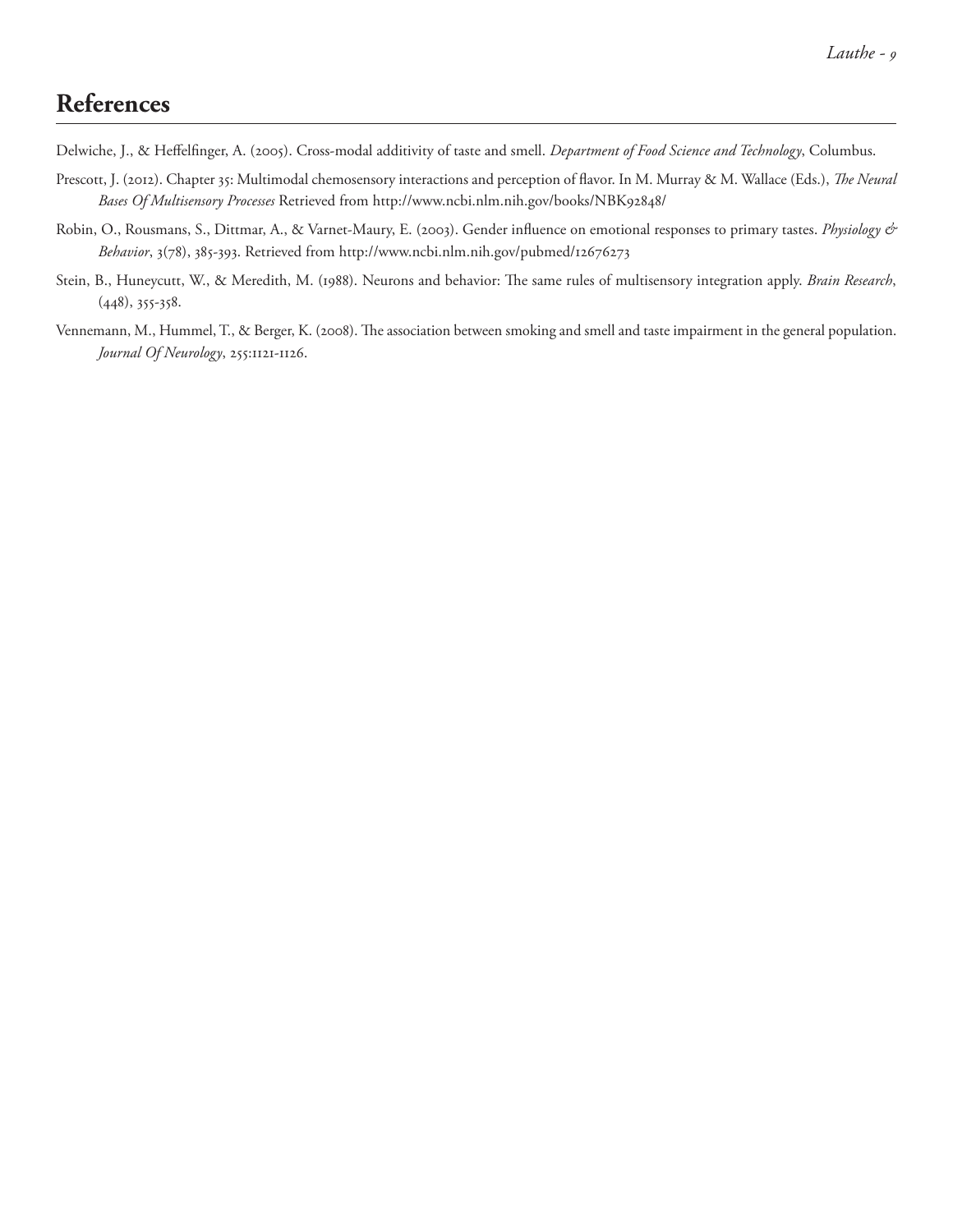# References

Delwiche, J., & Heffelfinger, A. (2005). Cross-modal additivity of taste and smell. *Department of Food Science and Technology*, Columbus.

Prescott, J. (2012). Chapter 35: Multimodal chemosensory interactions and perception of flavor. In M. Murray & M. Wallace (Eds.), *The Neural Bases Of Multisensory Processes* Retrieved from http://www.ncbi.nlm.nih.gov/books/NBK92848/

Robin, O., Rousmans, S., Dittmar, A., & Varnet-Maury, E. (2003). Gender influence on emotional responses to primary tastes. *Physiology & Behavior*, 3(78), 385-393. Retrieved from http://www.ncbi.nlm.nih.gov/pubmed/12676273

Stein, B., Huneycutt, W., & Meredith, M. (1988). Neurons and behavior: The same rules of multisensory integration apply. *Brain Research*, (448), 355-358.

Vennemann, M., Hummel, T., & Berger, K. (2008). The association between smoking and smell and taste impairment in the general population. *Journal Of Neurology*, 255:1121-1126.